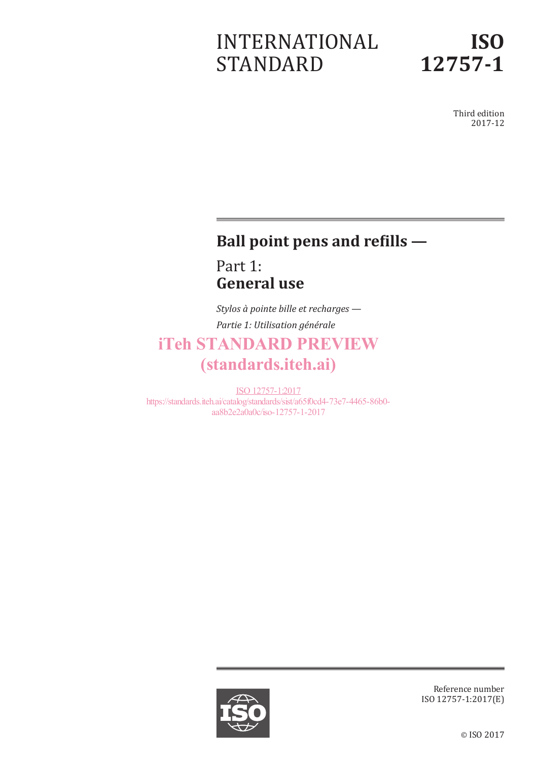INTERNATIONAL STANDARD

**ISO 12757-1**

Third edition
2017-12

# Ball point pens and refills —

## Part 1:
## General use

*Stylos à pointe bille et recharges —*

*Partie 1: Utilisation générale*

iTeh STANDARD PREVIEW
(standards.iteh.ai)

ISO 12757-1:2017
https://standards.iteh.ai/catalog/standards/sist/a65f0cd4-73e7-4465-86b0-aa8b2e2a0a0c/iso-12757-1-2017

Reference number
ISO 12757-1:2017(E)

© ISO 2017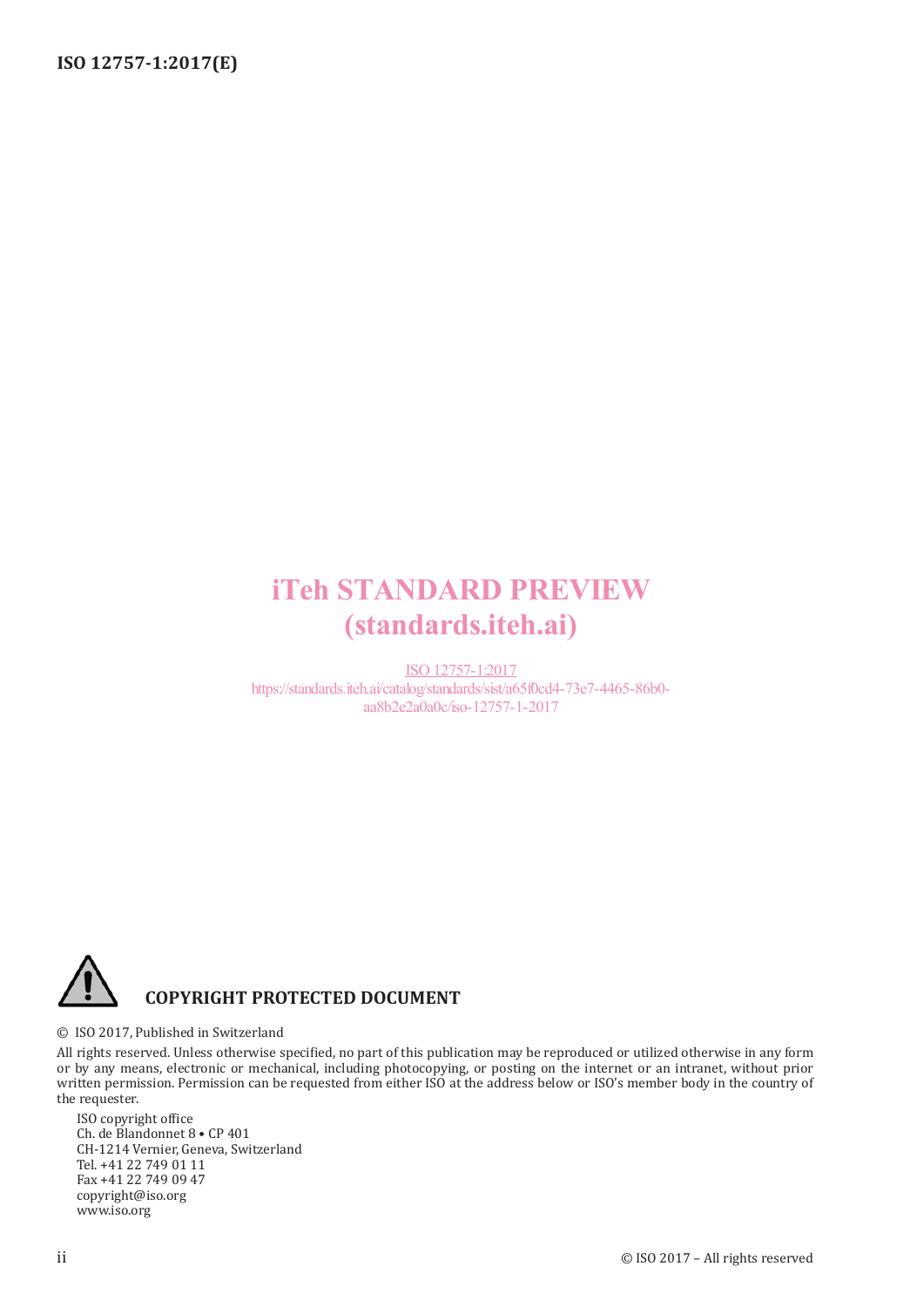iTeh STANDARD PREVIEW
(standards.iteh.ai)

ISO 12757-1:2017
https://standards.iteh.ai/catalog/standards/sist/a65f0cd4-73e7-4465-86b0-aa8b2e2a0a0c/iso-12757-1-2017

**COPYRIGHT PROTECTED DOCUMENT**

© ISO 2017, Published in Switzerland

All rights reserved. Unless otherwise specified, no part of this publication may be reproduced or utilized otherwise in any form or by any means, electronic or mechanical, including photocopying, or posting on the internet or an intranet, without prior written permission. Permission can be requested from either ISO at the address below or ISO's member body in the country of the requester.

ISO copyright office
Ch. de Blandonnet 8 • CP 401
CH-1214 Vernier, Geneva, Switzerland
Tel. +41 22 749 01 11
Fax +41 22 749 09 47
copyright@iso.org
www.iso.org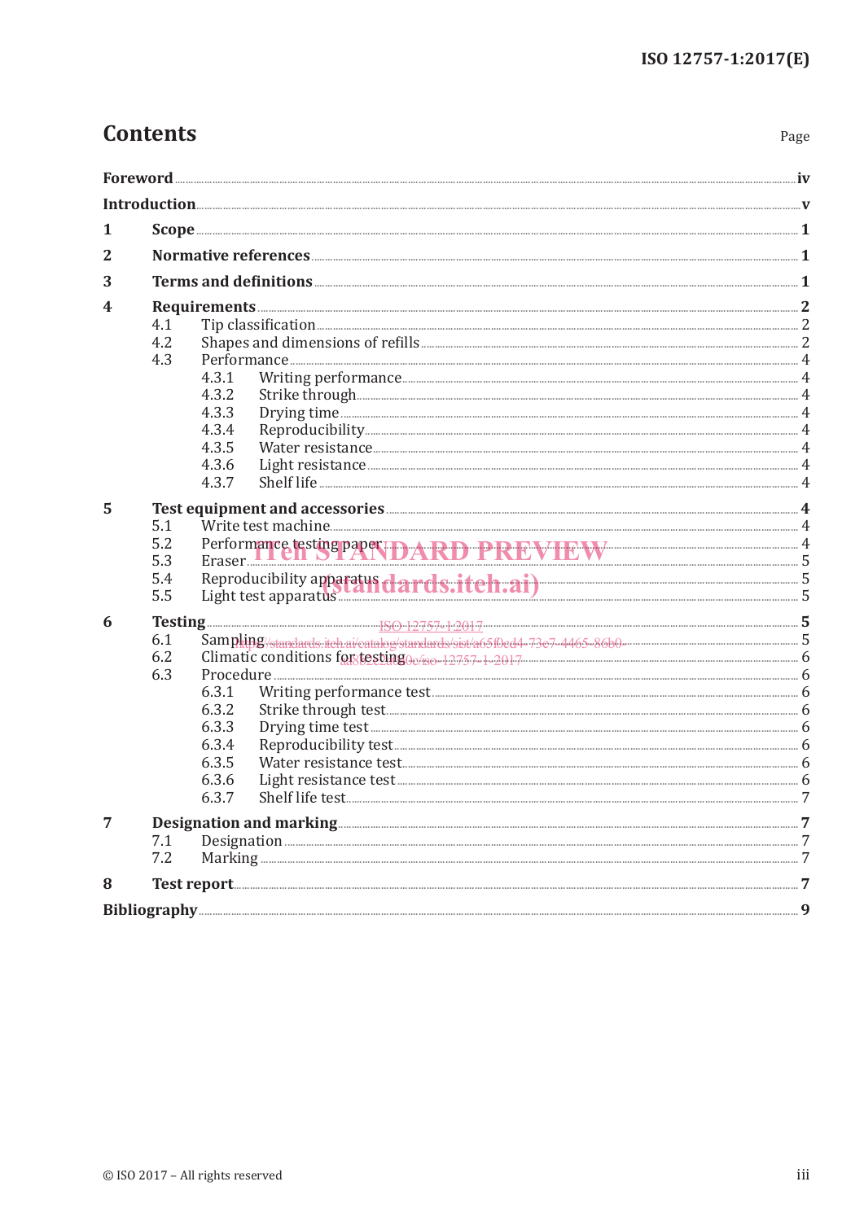# Contents

Page

| | | |
|---|---|---|
| Foreword | | iv |
| Introduction | | v |
| 1 | Scope | 1 |
| 2 | Normative references | 1 |
| 3 | Terms and definitions | 1 |
| 4 | Requirements | 2 |
| | 4.1 Tip classification | 2 |
| | 4.2 Shapes and dimensions of refills | 2 |
| | 4.3 Performance | 4 |
| | 4.3.1 Writing performance | 4 |
| | 4.3.2 Strike through | 4 |
| | 4.3.3 Drying time | 4 |
| | 4.3.4 Reproducibility | 4 |
| | 4.3.5 Water resistance | 4 |
| | 4.3.6 Light resistance | 4 |
| | 4.3.7 Shelf life | 4 |
| 5 | Test equipment and accessories | 4 |
| | 5.1 Write test machine | 4 |
| | 5.2 Performance testing paper | 4 |
| | 5.3 Eraser | 5 |
| | 5.4 Reproducibility apparatus | 5 |
| | 5.5 Light test apparatus | 5 |
| 6 | Testing | 5 |
| | 6.1 Sampling | 5 |
| | 6.2 Climatic conditions for testing | 6 |
| | 6.3 Procedure | 6 |
| | 6.3.1 Writing performance test | 6 |
| | 6.3.2 Strike through test | 6 |
| | 6.3.3 Drying time test | 6 |
| | 6.3.4 Reproducibility test | 6 |
| | 6.3.5 Water resistance test | 6 |
| | 6.3.6 Light resistance test | 6 |
| | 6.3.7 Shelf life test | 7 |
| 7 | Designation and marking | 7 |
| | 7.1 Designation | 7 |
| | 7.2 Marking | 7 |
| 8 | Test report | 7 |
| Bibliography | | 9 |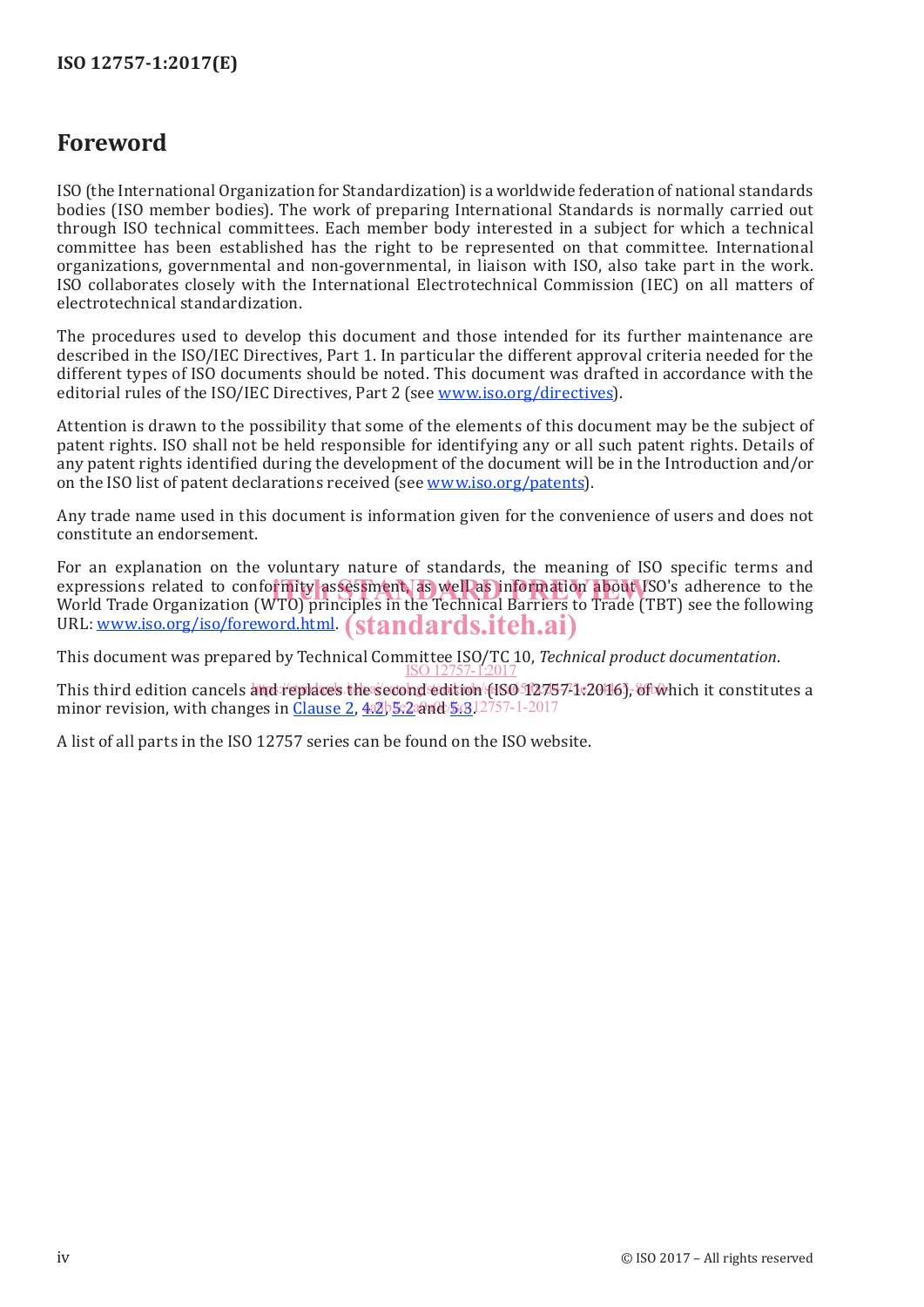# Foreword

ISO (the International Organization for Standardization) is a worldwide federation of national standards bodies (ISO member bodies). The work of preparing International Standards is normally carried out through ISO technical committees. Each member body interested in a subject for which a technical committee has been established has the right to be represented on that committee. International organizations, governmental and non-governmental, in liaison with ISO, also take part in the work. ISO collaborates closely with the International Electrotechnical Commission (IEC) on all matters of electrotechnical standardization.

The procedures used to develop this document and those intended for its further maintenance are described in the ISO/IEC Directives, Part 1. In particular the different approval criteria needed for the different types of ISO documents should be noted. This document was drafted in accordance with the editorial rules of the ISO/IEC Directives, Part 2 (see www.iso.org/directives).

Attention is drawn to the possibility that some of the elements of this document may be the subject of patent rights. ISO shall not be held responsible for identifying any or all such patent rights. Details of any patent rights identified during the development of the document will be in the Introduction and/or on the ISO list of patent declarations received (see www.iso.org/patents).

Any trade name used in this document is information given for the convenience of users and does not constitute an endorsement.

For an explanation on the voluntary nature of standards, the meaning of ISO specific terms and expressions related to conformity assessment, as well as information about ISO's adherence to the World Trade Organization (WTO) principles in the Technical Barriers to Trade (TBT) see the following URL: www.iso.org/iso/foreword.html.

This document was prepared by Technical Committee ISO/TC 10, *Technical product documentation*.

This third edition cancels and replaces the second edition (ISO 12757-1:2016), of which it constitutes a minor revision, with changes in Clause 2, 4.2, 5.2 and 5.3.

A list of all parts in the ISO 12757 series can be found on the ISO website.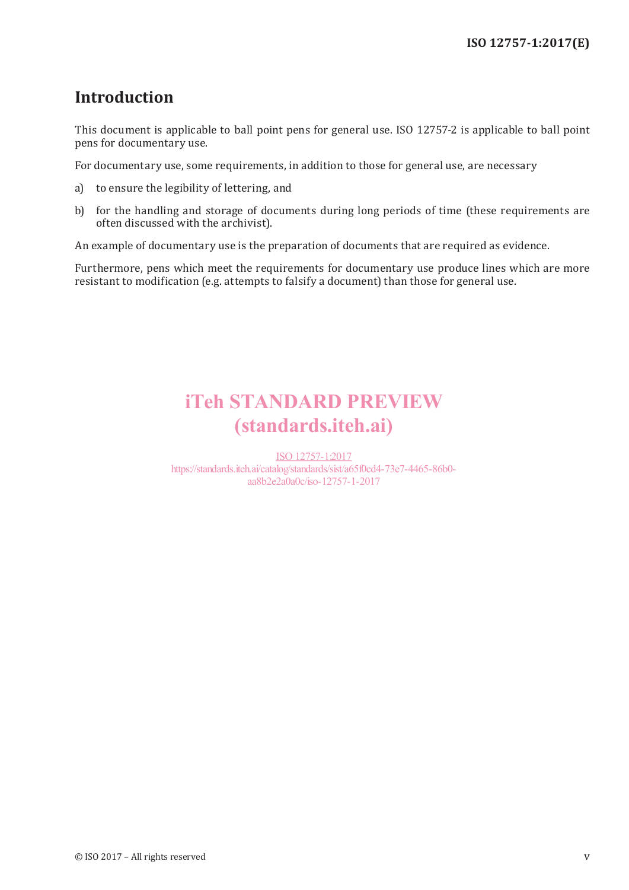# Introduction

This document is applicable to ball point pens for general use. ISO 12757-2 is applicable to ball point pens for documentary use.

For documentary use, some requirements, in addition to those for general use, are necessary

a) to ensure the legibility of lettering, and

b) for the handling and storage of documents during long periods of time (these requirements are often discussed with the archivist).

An example of documentary use is the preparation of documents that are required as evidence.

Furthermore, pens which meet the requirements for documentary use produce lines which are more resistant to modification (e.g. attempts to falsify a document) than those for general use.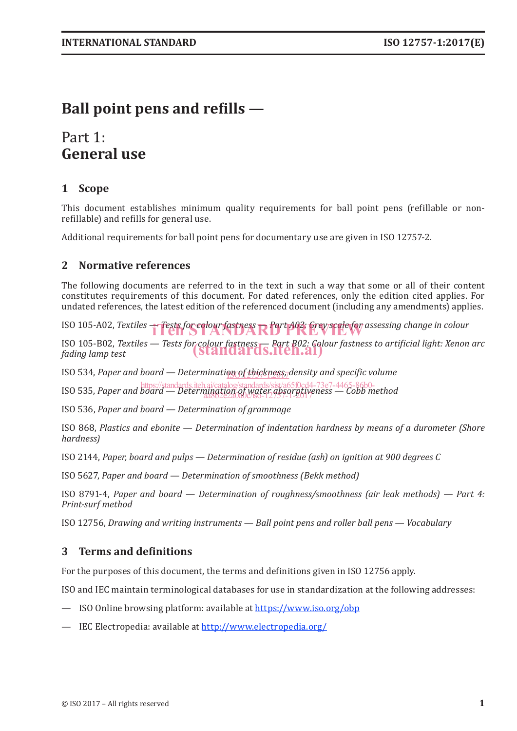# Ball point pens and refills —

# Part 1:
# General use

## 1 Scope

This document establishes minimum quality requirements for ball point pens (refillable or non-refillable) and refills for general use.

Additional requirements for ball point pens for documentary use are given in ISO 12757-2.

## 2 Normative references

The following documents are referred to in the text in such a way that some or all of their content constitutes requirements of this document. For dated references, only the edition cited applies. For undated references, the latest edition of the referenced document (including any amendments) applies.

ISO 105-A02, *Textiles — Tests for colour fastness — Part A02: Grey scale for assessing change in colour*

ISO 105-B02, *Textiles — Tests for colour fastness — Part B02: Colour fastness to artificial light: Xenon arc fading lamp test*

ISO 534, *Paper and board — Determination of thickness, density and specific volume*

ISO 535, *Paper and board — Determination of water absorptiveness — Cobb method*

ISO 536, *Paper and board — Determination of grammage*

ISO 868, *Plastics and ebonite — Determination of indentation hardness by means of a durometer (Shore hardness)*

ISO 2144, *Paper, board and pulps — Determination of residue (ash) on ignition at 900 degrees C*

ISO 5627, *Paper and board — Determination of smoothness (Bekk method)*

ISO 8791-4, *Paper and board — Determination of roughness/smoothness (air leak methods) — Part 4: Print-surf method*

ISO 12756, *Drawing and writing instruments — Ball point pens and roller ball pens — Vocabulary*

## 3 Terms and definitions

For the purposes of this document, the terms and definitions given in ISO 12756 apply.

ISO and IEC maintain terminological databases for use in standardization at the following addresses:

— ISO Online browsing platform: available at https://www.iso.org/obp

— IEC Electropedia: available at http://www.electropedia.org/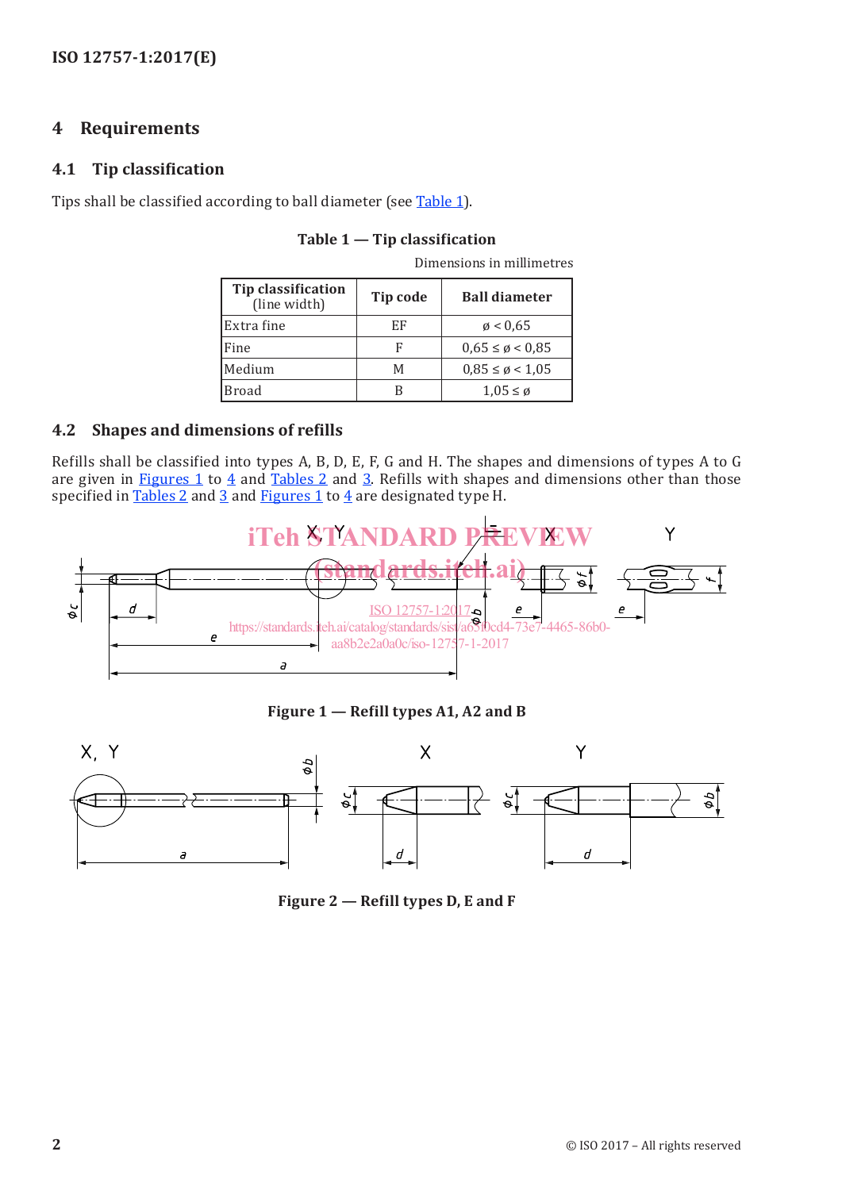## 4 Requirements

### 4.1 Tip classification

Tips shall be classified according to ball diameter (see Table 1).

**Table 1 — Tip classification**

Dimensions in millimetres

| Tip classification (line width) | Tip code | Ball diameter |
|---|---|---|
| Extra fine | EF | ø < 0,65 |
| Fine | F | 0,65 ≤ ø < 0,85 |
| Medium | M | 0,85 ≤ ø < 1,05 |
| Broad | B | 1,05 ≤ ø |

### 4.2 Shapes and dimensions of refills

Refills shall be classified into types A, B, D, E, F, G and H. The shapes and dimensions of types A to G are given in Figures 1 to 4 and Tables 2 and 3. Refills with shapes and dimensions other than those specified in Tables 2 and 3 and Figures 1 to 4 are designated type H.

**Figure 1 — Refill types A1, A2 and B**

**Figure 2 — Refill types D, E and F**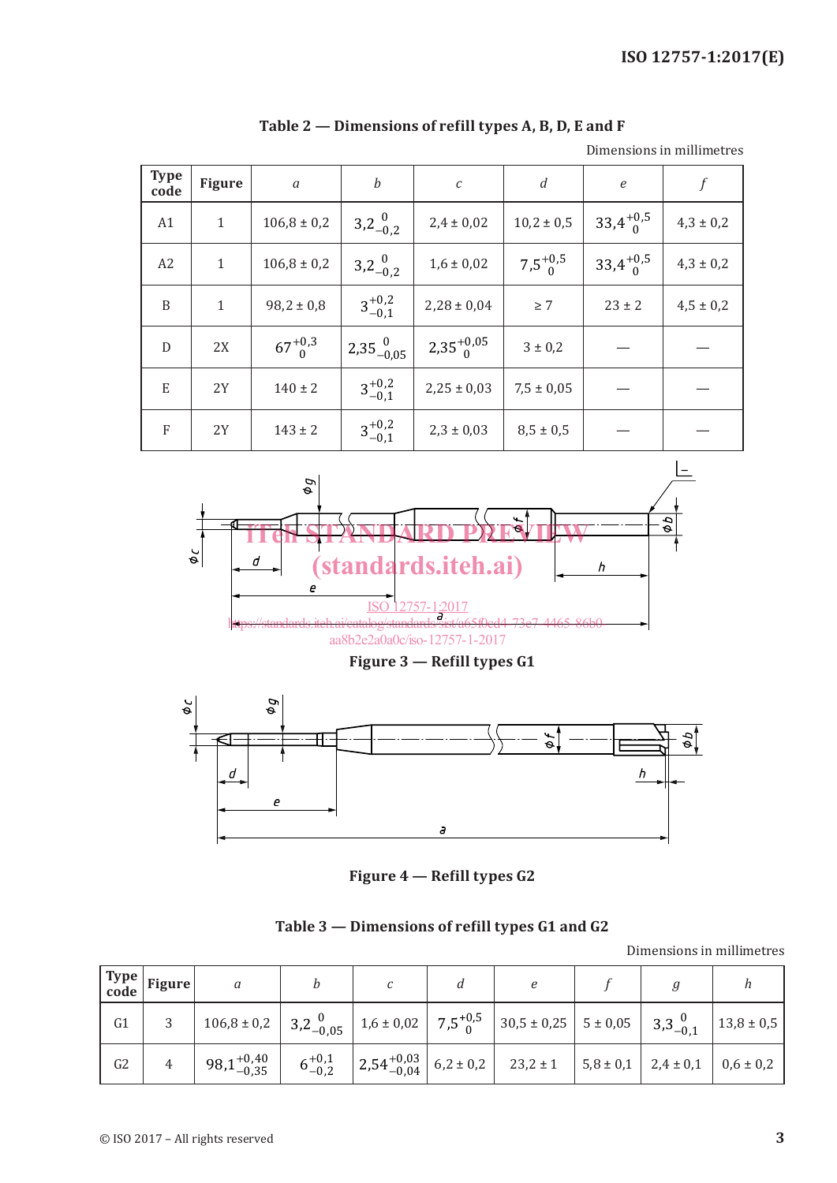**Table 2 — Dimensions of refill types A, B, D, E and F**

Dimensions in millimetres

| Type code | Figure | *a* | *b* | *c* | *d* | *e* | *f* |
|---|---|---|---|---|---|---|---|
| A1 | 1 | 106,8 ± 0,2 | $3{,}2^{\ 0}_{-0{,}2}$ | 2,4 ± 0,02 | 10,2 ± 0,5 | $33{,}4^{+0{,}5}_{\ 0}$ | 4,3 ± 0,2 |
| A2 | 1 | 106,8 ± 0,2 | $3{,}2^{\ 0}_{-0{,}2}$ | 1,6 ± 0,02 | $7{,}5^{+0{,}5}_{\ 0}$ | $33{,}4^{+0{,}5}_{\ 0}$ | 4,3 ± 0,2 |
| B | 1 | 98,2 ± 0,8 | $3^{+0{,}2}_{-0{,}1}$ | 2,28 ± 0,04 | ≥ 7 | 23 ± 2 | 4,5 ± 0,2 |
| D | 2X | $67^{+0{,}3}_{\ 0}$ | $2{,}35^{\ 0}_{-0{,}05}$ | $2{,}35^{+0{,}05}_{\ 0}$ | 3 ± 0,2 | — | — |
| E | 2Y | 140 ± 2 | $3^{+0{,}2}_{-0{,}1}$ | 2,25 ± 0,03 | 7,5 ± 0,05 | — | — |
| F | 2Y | 143 ± 2 | $3^{+0{,}2}_{-0{,}1}$ | 2,3 ± 0,03 | 8,5 ± 0,5 | — | — |

ϕg
ϕf
ϕb
ϕc
d
e
h
a

**Figure 3 — Refill types G1**

ϕc
ϕg
ϕf
ϕb
d
e
h
a

**Figure 4 — Refill types G2**

**Table 3 — Dimensions of refill types G1 and G2**

Dimensions in millimetres

| Type code | Figure | *a* | *b* | *c* | *d* | *e* | *f* | *g* | *h* |
|---|---|---|---|---|---|---|---|---|---|
| G1 | 3 | 106,8 ± 0,2 | $3{,}2^{\ 0}_{-0{,}05}$ | 1,6 ± 0,02 | $7{,}5^{+0{,}5}_{\ 0}$ | 30,5 ± 0,25 | 5 ± 0,05 | $3{,}3^{\ 0}_{-0{,}1}$ | 13,8 ± 0,5 |
| G2 | 4 | $98{,}1^{+0{,}40}_{-0{,}35}$ | $6^{+0{,}1}_{-0{,}2}$ | $2{,}54^{+0{,}03}_{-0{,}04}$ | 6,2 ± 0,2 | 23,2 ± 1 | 5,8 ± 0,1 | 2,4 ± 0,1 | 0,6 ± 0,2 |